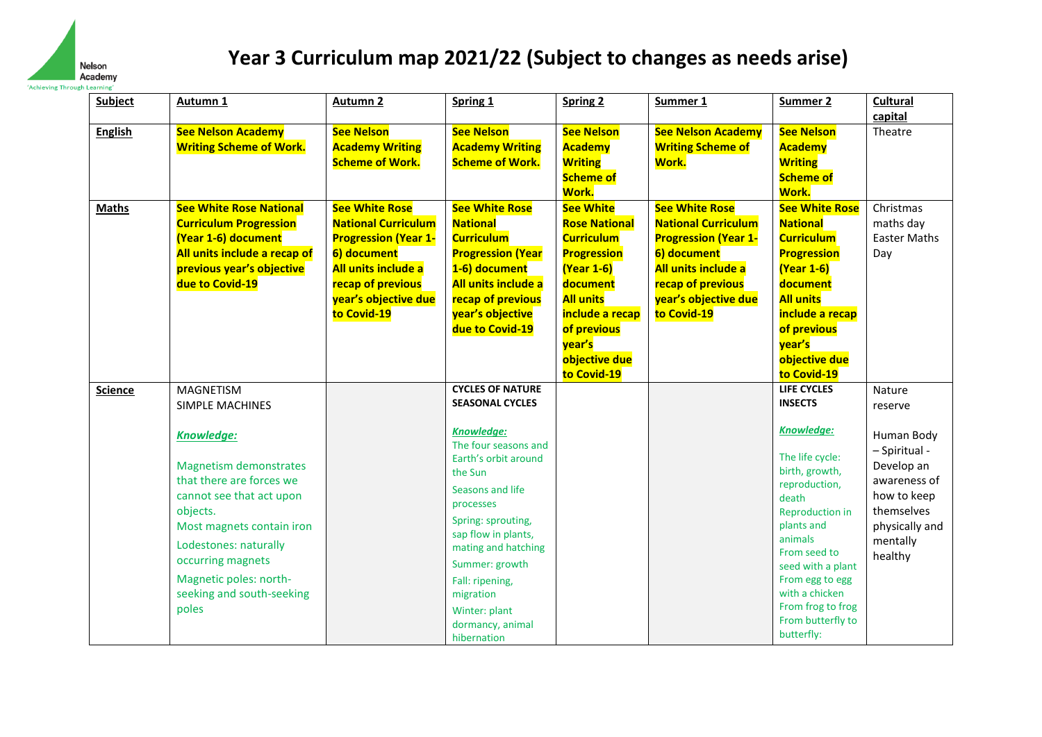# Year 3 Curriculum map 2021/22 (Subject to changes as needs arise)

| Subject | Autumn 1 | Autumn 2 | Spring 1 | Spring 2 | Summer 1 | Summer 2 | Cultural capital |
|---|---|---|---|---|---|---|---|
| **English** | **See Nelson Academy Writing Scheme of Work.** | **See Nelson Academy Writing Scheme of Work.** | **See Nelson Academy Writing Scheme of Work.** | **See Nelson Academy Writing Scheme of Work.** | **See Nelson Academy Writing Scheme of Work.** | **See Nelson Academy Writing Scheme of Work.** | Theatre |
| **Maths** | **See White Rose National Curriculum Progression (Year 1-6) document All units include a recap of previous year's objective due to Covid-19** | **See White Rose National Curriculum Progression (Year 1-6) document All units include a recap of previous year's objective due to Covid-19** | **See White Rose National Curriculum Progression (Year 1-6) document All units include a recap of previous year's objective due to Covid-19** | **See White Rose National Curriculum Progression (Year 1-6) document All units include a recap of previous year's objective due to Covid-19** | **See White Rose National Curriculum Progression (Year 1-6) document All units include a recap of previous year's objective due to Covid-19** | **See White Rose National Curriculum Progression (Year 1-6) document All units include a recap of previous year's objective due to Covid-19** | Christmas maths day Easter Maths Day |
| **Science** | MAGNETISM<br>SIMPLE MACHINES<br><br>***Knowledge:***<br><br>Magnetism demonstrates that there are forces we cannot see that act upon objects.<br>Most magnets contain iron<br>Lodestones: naturally occurring magnets<br>Magnetic poles: north-seeking and south-seeking poles | | **CYCLES OF NATURE SEASONAL CYCLES**<br><br>***Knowledge:***<br>The four seasons and Earth's orbit around the Sun<br>Seasons and life processes<br>Spring: sprouting, sap flow in plants, mating and hatching<br>Summer: growth<br>Fall: ripening, migration<br>Winter: plant dormancy, animal hibernation | | | **LIFE CYCLES INSECTS**<br><br>***Knowledge:***<br><br>The life cycle: birth, growth, reproduction, death<br>Reproduction in plants and animals<br>From seed to seed with a plant<br>From egg to egg with a chicken<br>From frog to frog<br>From butterfly to butterfly: | Nature reserve<br><br>Human Body – Spiritual - Develop an awareness of how to keep themselves physically and mentally healthy |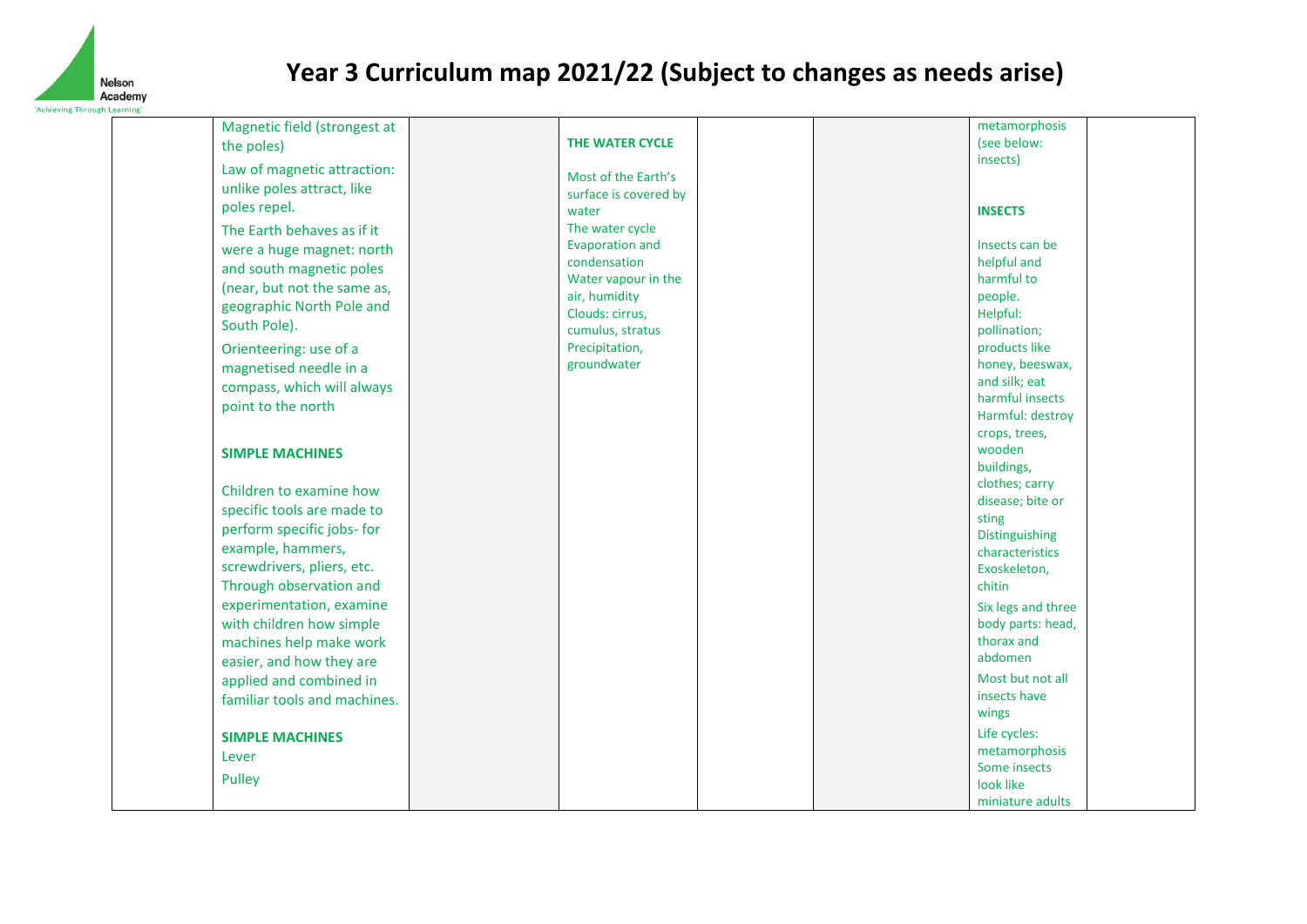# Year 3 Curriculum map 2021/22 (Subject to changes as needs arise)

| | | | | | | | |
|---|---|---|---|---|---|---|---|
| | Magnetic field (strongest at the poles)<br><br>Law of magnetic attraction: unlike poles attract, like poles repel.<br><br>The Earth behaves as if it were a huge magnet: north and south magnetic poles (near, but not the same as, geographic North Pole and South Pole).<br><br>Orienteering: use of a magnetised needle in a compass, which will always point to the north<br><br>**SIMPLE MACHINES**<br><br>Children to examine how specific tools are made to perform specific jobs- for example, hammers, screwdrivers, pliers, etc. Through observation and experimentation, examine with children how simple machines help make work easier, and how they are applied and combined in familiar tools and machines.<br><br>**SIMPLE MACHINES**<br>Lever<br>Pulley | | **THE WATER CYCLE**<br><br>Most of the Earth's surface is covered by water<br>The water cycle<br>Evaporation and condensation<br>Water vapour in the air, humidity<br>Clouds: cirrus, cumulus, stratus<br>Precipitation, groundwater | | | metamorphosis (see below: insects)<br><br>**INSECTS**<br><br>Insects can be helpful and harmful to people.<br>Helpful: pollination; products like honey, beeswax, and silk; eat harmful insects<br>Harmful: destroy crops, trees, wooden buildings, clothes; carry disease; bite or sting<br>Distinguishing characteristics<br>Exoskeleton, chitin<br><br>Six legs and three body parts: head, thorax and abdomen<br><br>Most but not all insects have wings<br><br>Life cycles: metamorphosis<br>Some insects look like miniature adults | |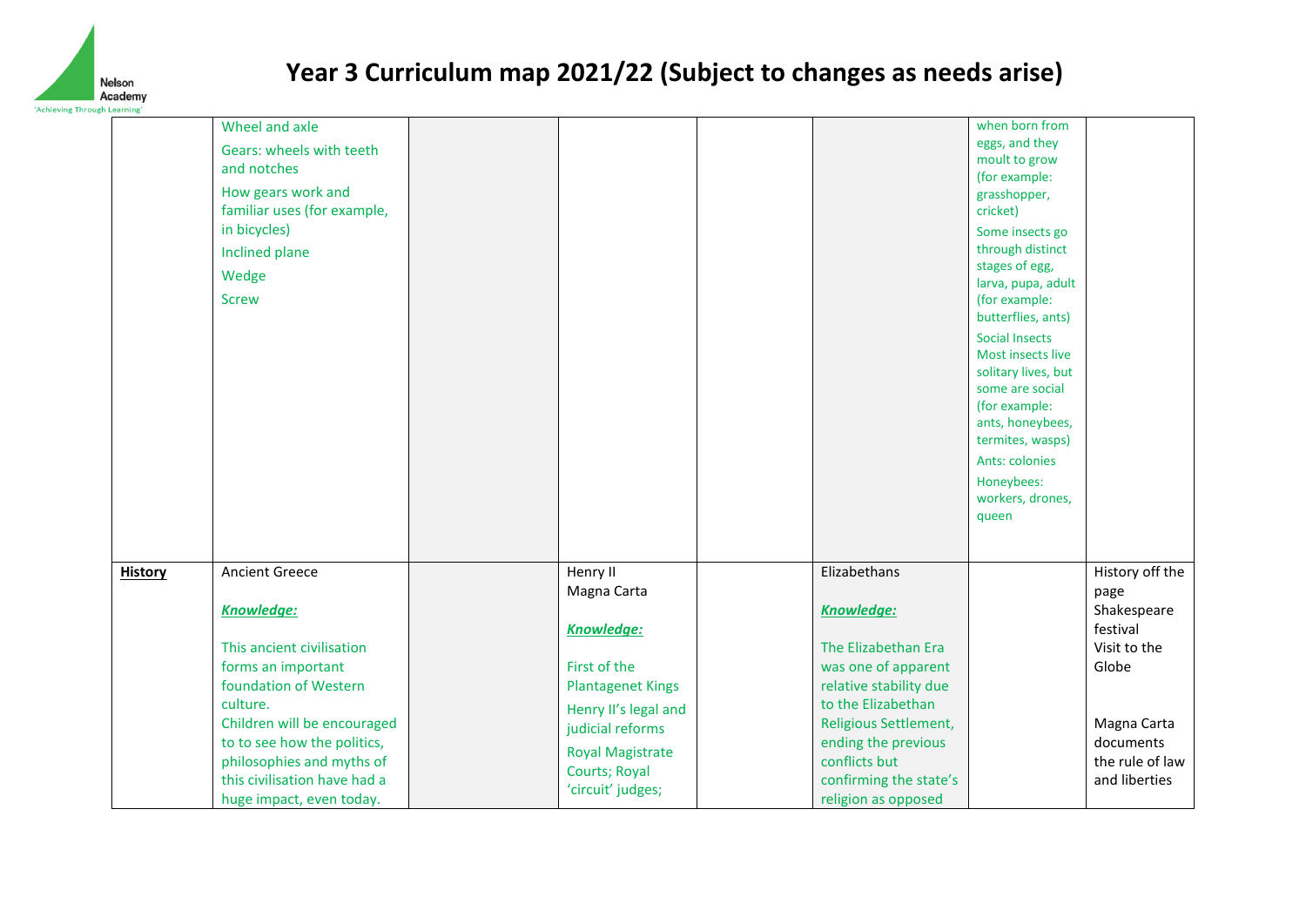# Year 3 Curriculum map 2021/22 (Subject to changes as needs arise)

| | | | | | | | |
|---|---|---|---|---|---|---|---|
| | Wheel and axle<br>Gears: wheels with teeth and notches<br>How gears work and familiar uses (for example, in bicycles)<br>Inclined plane<br>Wedge<br>Screw | | | | | when born from eggs, and they moult to grow (for example: grasshopper, cricket)<br>Some insects go through distinct stages of egg, larva, pupa, adult (for example: butterflies, ants)<br>Social Insects Most insects live solitary lives, but some are social (for example: ants, honeybees, termites, wasps)<br>Ants: colonies<br>Honeybees: workers, drones, queen | |
| **History** | Ancient Greece<br><br>***Knowledge:***<br><br>This ancient civilisation forms an important foundation of Western culture.<br>Children will be encouraged to to see how the politics, philosophies and myths of this civilisation have had a huge impact, even today. | | Henry II<br>Magna Carta<br><br>***Knowledge:***<br><br>First of the Plantagenet Kings<br>Henry II's legal and judicial reforms<br>Royal Magistrate Courts; Royal 'circuit' judges; | | Elizabethans<br><br>***Knowledge:***<br><br>The Elizabethan Era was one of apparent relative stability due to the Elizabethan Religious Settlement, ending the previous conflicts but confirming the state's religion as opposed | | History off the page<br>Shakespeare festival<br>Visit to the Globe<br><br>Magna Carta documents the rule of law and liberties |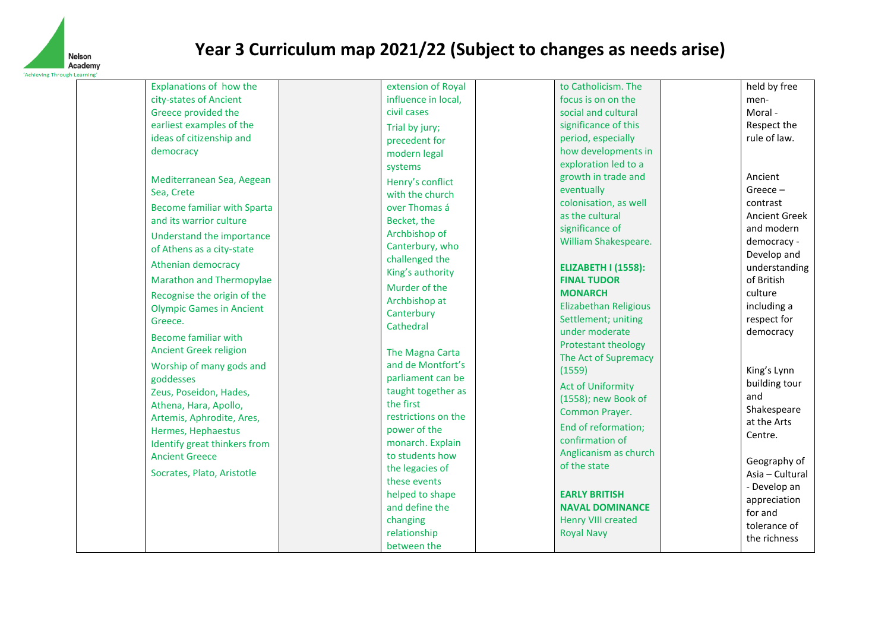# Year 3 Curriculum map 2021/22 (Subject to changes as needs arise)

| | | | | | | | |
|---|---|---|---|---|---|---|---|
| | Explanations of how the city-states of Ancient Greece provided the earliest examples of the ideas of citizenship and democracy<br><br>Mediterranean Sea, Aegean Sea, Crete<br>Become familiar with Sparta and its warrior culture<br>Understand the importance of Athens as a city-state<br>Athenian democracy<br>Marathon and Thermopylae<br>Recognise the origin of the Olympic Games in Ancient Greece.<br>Become familiar with Ancient Greek religion<br>Worship of many gods and goddesses<br>Zeus, Poseidon, Hades, Athena, Hara, Apollo, Artemis, Aphrodite, Ares, Hermes, Hephaestus<br>Identify great thinkers from Ancient Greece<br>Socrates, Plato, Aristotle | | extension of Royal influence in local, civil cases<br>Trial by jury; precedent for modern legal systems<br>Henry's conflict with the church over Thomas á Becket, the Archbishop of Canterbury, who challenged the King's authority<br>Murder of the Archbishop at Canterbury Cathedral<br><br>The Magna Carta and de Montfort's parliament can be taught together as the first restrictions on the power of the monarch. Explain to students how the legacies of these events helped to shape and define the changing relationship between the | | to Catholicism. The focus is on on the social and cultural significance of this period, especially how developments in exploration led to a growth in trade and eventually colonisation, as well as the cultural significance of William Shakespeare.<br><br>**ELIZABETH I (1558): FINAL TUDOR MONARCH**<br>Elizabethan Religious Settlement; uniting under moderate Protestant theology<br>The Act of Supremacy (1559)<br>Act of Uniformity (1558); new Book of Common Prayer.<br>End of reformation; confirmation of Anglicanism as church of the state<br><br>**EARLY BRITISH NAVAL DOMINANCE**<br>Henry VIII created Royal Navy | | held by free men-<br>Moral - Respect the rule of law.<br><br>Ancient Greece – contrast Ancient Greek and modern democracy - Develop and understanding of British culture including a respect for democracy<br><br>King's Lynn building tour and Shakespeare at the Arts Centre.<br><br>Geography of Asia – Cultural - Develop an appreciation for and tolerance of the richness |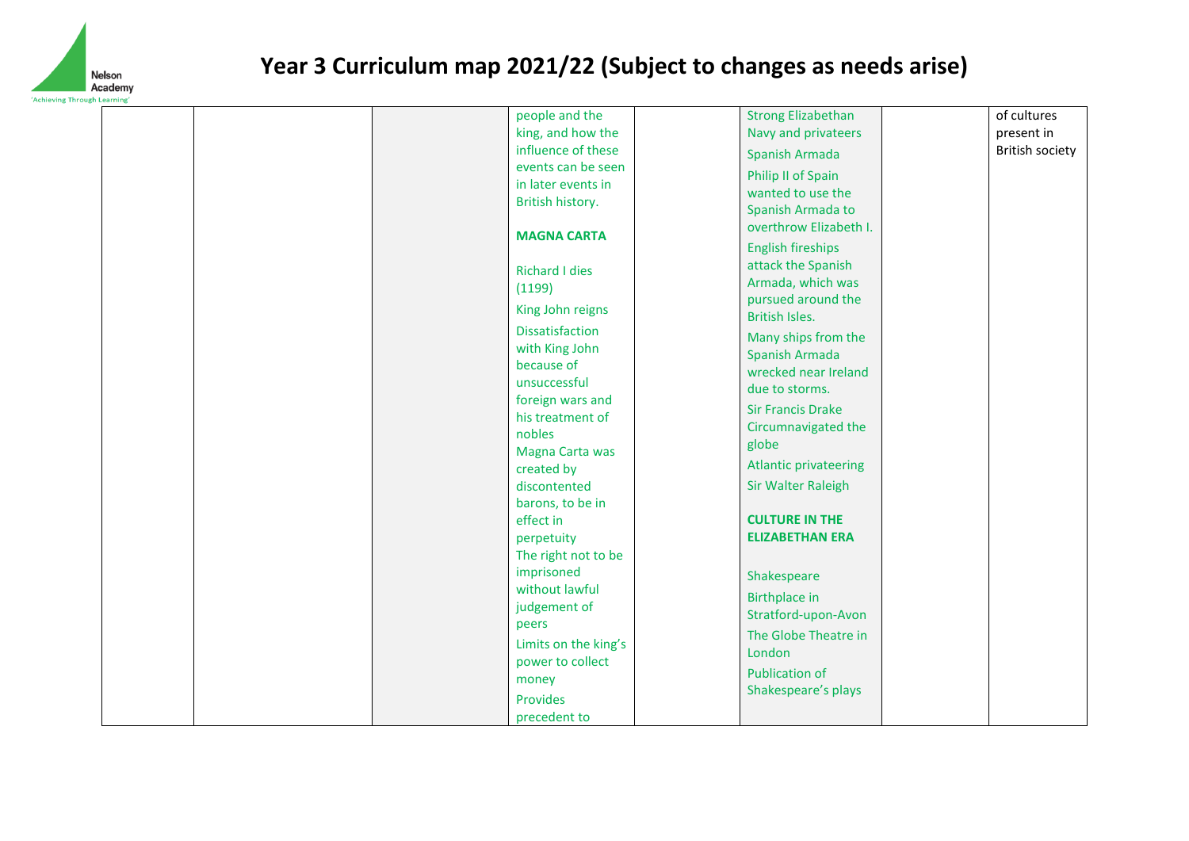# Year 3 Curriculum map 2021/22 (Subject to changes as needs arise)

| | | | | | | | |
|---|---|---|---|---|---|---|---|
| | | | people and the king, and how the influence of these events can be seen in later events in British history.<br><br>**MAGNA CARTA**<br><br>Richard I dies (1199)<br>King John reigns<br>Dissatisfaction with King John because of unsuccessful foreign wars and his treatment of nobles<br>Magna Carta was created by discontented barons, to be in effect in perpetuity<br>The right not to be imprisoned without lawful judgement of peers<br>Limits on the king's power to collect money<br>Provides precedent to | | Strong Elizabethan Navy and privateers<br>Spanish Armada<br>Philip II of Spain wanted to use the Spanish Armada to overthrow Elizabeth I.<br>English fireships attack the Spanish Armada, which was pursued around the British Isles.<br>Many ships from the Spanish Armada wrecked near Ireland due to storms.<br>Sir Francis Drake Circumnavigated the globe<br>Atlantic privateering<br>Sir Walter Raleigh<br><br>**CULTURE IN THE ELIZABETHAN ERA**<br><br>Shakespeare<br>Birthplace in Stratford-upon-Avon<br>The Globe Theatre in London<br>Publication of Shakespeare's plays | | of cultures present in British society |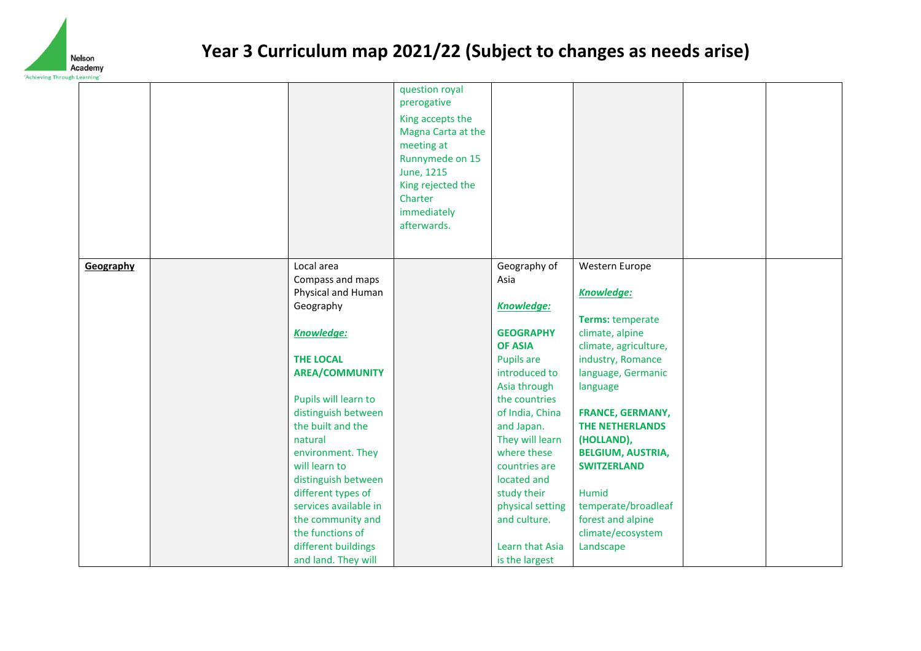# Year 3 Curriculum map 2021/22 (Subject to changes as needs arise)

| | | | | | | | |
|---|---|---|---|---|---|---|---|
| | | | question royal prerogative<br>King accepts the Magna Carta at the meeting at Runnymede on 15 June, 1215<br>King rejected the Charter immediately afterwards. | | | | |
| **Geography** | | Local area<br>Compass and maps<br>Physical and Human Geography<br><br>***Knowledge:***<br><br>**THE LOCAL AREA/COMMUNITY**<br><br>Pupils will learn to distinguish between the built and the natural environment. They will learn to distinguish between different types of services available in the community and the functions of different buildings and land. They will | | Geography of Asia<br><br>***Knowledge:***<br><br>**GEOGRAPHY OF ASIA**<br>Pupils are introduced to Asia through the countries of India, China and Japan. They will learn where these countries are located and study their physical setting and culture.<br><br>Learn that Asia is the largest | Western Europe<br><br>***Knowledge:***<br><br>**Terms:** temperate climate, alpine climate, agriculture, industry, Romance language, Germanic language<br><br>**FRANCE, GERMANY, THE NETHERLANDS (HOLLAND), BELGIUM, AUSTRIA, SWITZERLAND**<br><br>Humid temperate/broadleaf forest and alpine climate/ecosystem Landscape | | |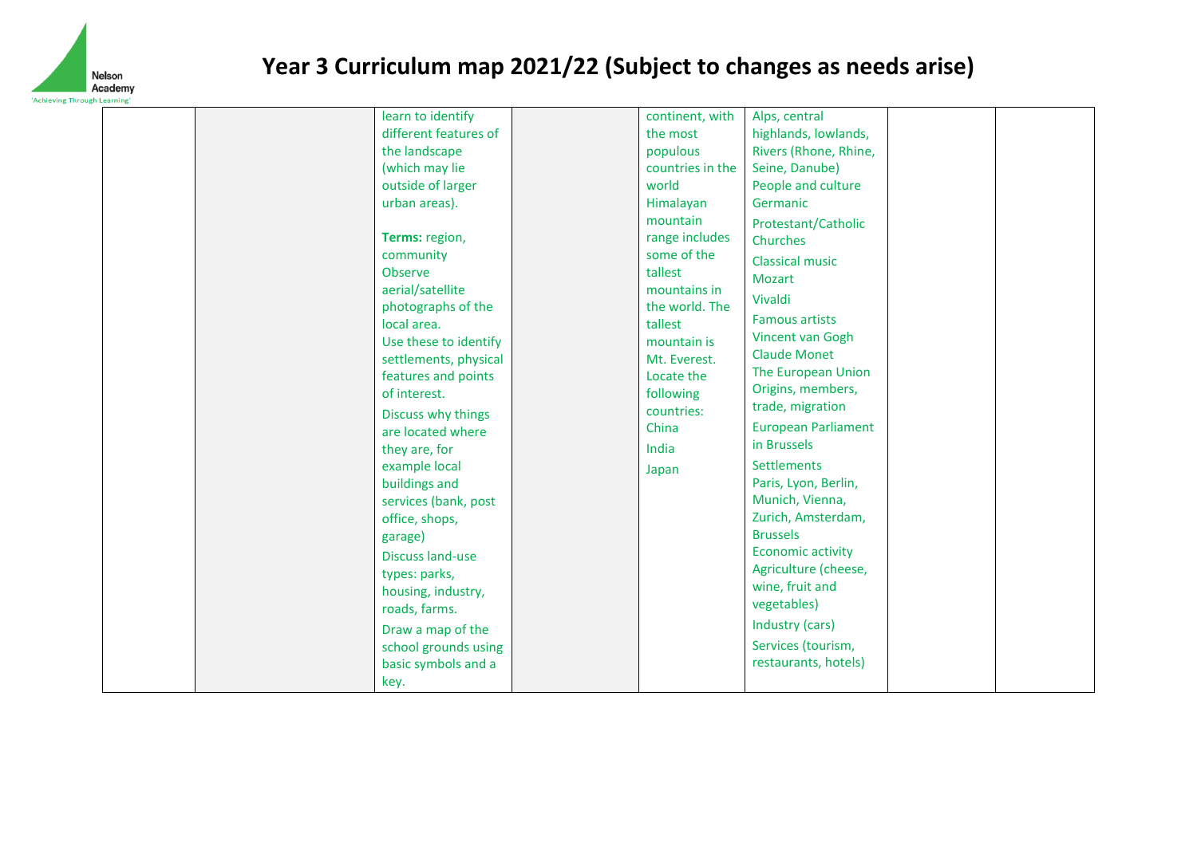# Year 3 Curriculum map 2021/22 (Subject to changes as needs arise)

| | | | | | | | |
|---|---|---|---|---|---|---|---|
| | | learn to identify different features of the landscape (which may lie outside of larger urban areas).<br><br>**Terms:** region, community<br>Observe aerial/satellite photographs of the local area.<br>Use these to identify settlements, physical features and points of interest.<br>Discuss why things are located where they are, for example local buildings and services (bank, post office, shops, garage)<br>Discuss land-use types: parks, housing, industry, roads, farms.<br>Draw a map of the school grounds using basic symbols and a key. | | continent, with the most populous countries in the world<br>Himalayan mountain range includes some of the tallest mountains in the world. The tallest mountain is Mt. Everest.<br>Locate the following countries:<br>China<br>India<br>Japan | Alps, central highlands, lowlands, Rivers (Rhone, Rhine, Seine, Danube)<br>People and culture<br>Germanic<br>Protestant/Catholic Churches<br>Classical music<br>Mozart<br>Vivaldi<br>Famous artists<br>Vincent van Gogh<br>Claude Monet<br>The European Union<br>Origins, members, trade, migration<br>European Parliament in Brussels<br>Settlements<br>Paris, Lyon, Berlin, Munich, Vienna, Zurich, Amsterdam, Brussels<br>Economic activity<br>Agriculture (cheese, wine, fruit and vegetables)<br>Industry (cars)<br>Services (tourism, restaurants, hotels) | | |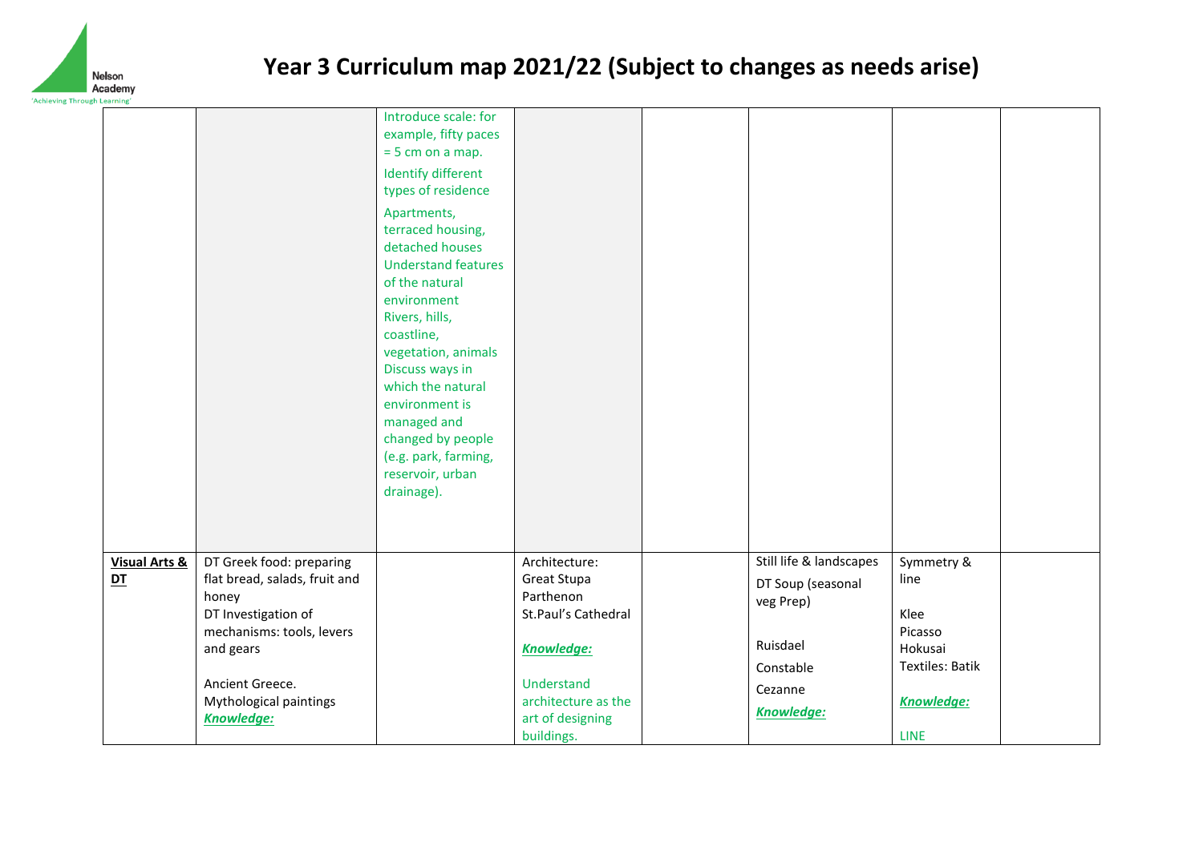# Year 3 Curriculum map 2021/22 (Subject to changes as needs arise)

| | | | | | | | |
|---|---|---|---|---|---|---|---|
| | | Introduce scale: for example, fifty paces = 5 cm on a map.<br>Identify different types of residence<br>Apartments, terraced housing, detached houses<br>Understand features of the natural environment<br>Rivers, hills, coastline, vegetation, animals<br>Discuss ways in which the natural environment is managed and changed by people (e.g. park, farming, reservoir, urban drainage). | | | | | |
| **Visual Arts & DT** | DT Greek food: preparing flat bread, salads, fruit and honey<br>DT Investigation of mechanisms: tools, levers and gears<br><br>Ancient Greece.<br>Mythological paintings<br>***Knowledge:*** | | Architecture:<br>Great Stupa<br>Parthenon<br>St.Paul's Cathedral<br><br>***Knowledge:***<br><br>Understand architecture as the art of designing buildings. | | Still life & landscapes<br>DT Soup (seasonal veg Prep)<br><br>Ruisdael<br>Constable<br>Cezanne<br>***Knowledge:*** | Symmetry & line<br><br>Klee<br>Picasso<br>Hokusai<br>Textiles: Batik<br><br>***Knowledge:***<br><br>LINE | |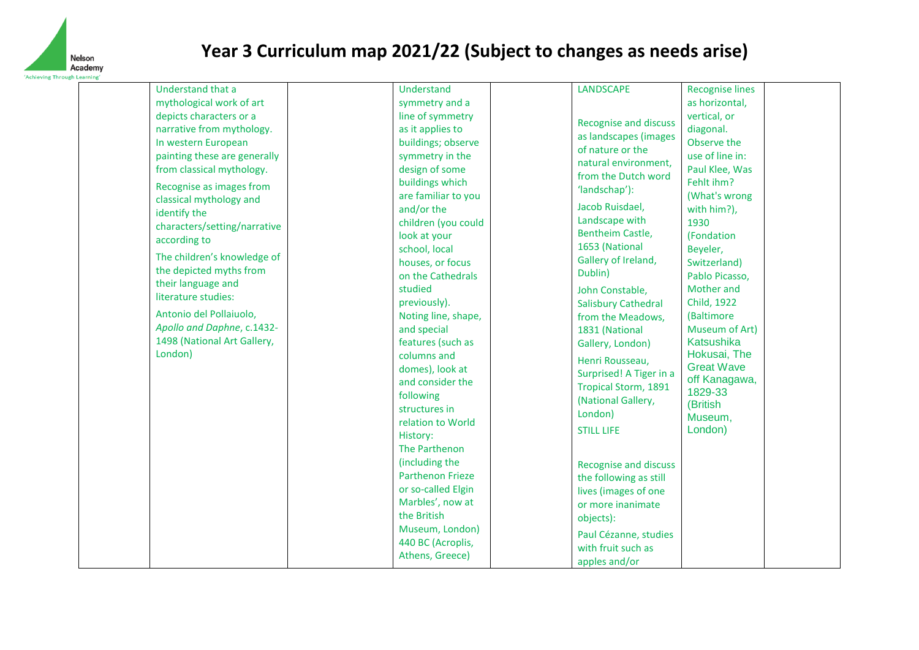# Year 3 Curriculum map 2021/22 (Subject to changes as needs arise)

| | | | | | | | |
|---|---|---|---|---|---|---|---|
| | Understand that a mythological work of art depicts characters or a narrative from mythology. In western European painting these are generally from classical mythology.<br><br>Recognise as images from classical mythology and identify the characters/setting/narrative according to<br><br>The children's knowledge of the depicted myths from their language and literature studies:<br><br>Antonio del Pollaiuolo, *Apollo and Daphne*, c.1432-1498 (National Art Gallery, London) | | Understand symmetry and a line of symmetry as it applies to buildings; observe symmetry in the design of some buildings which are familiar to you and/or the children (you could look at your school, local houses, or focus on the Cathedrals studied previously). Noting line, shape, and special features (such as columns and domes), look at and consider the following structures in relation to World History:<br>The Parthenon (including the Parthenon Frieze or so-called Elgin Marbles', now at the British Museum, London) 440 BC (Acroplis, Athens, Greece) | | LANDSCAPE<br><br>Recognise and discuss as landscapes (images of nature or the natural environment, from the Dutch word 'landschap'):<br><br>Jacob Ruisdael, Landscape with Bentheim Castle, 1653 (National Gallery of Ireland, Dublin)<br><br>John Constable, Salisbury Cathedral from the Meadows, 1831 (National Gallery, London)<br><br>Henri Rousseau, Surprised! A Tiger in a Tropical Storm, 1891 (National Gallery, London)<br><br>STILL LIFE<br><br>Recognise and discuss the following as still lives (images of one or more inanimate objects):<br><br>Paul Cézanne, studies with fruit such as apples and/or | Recognise lines as horizontal, vertical, or diagonal.<br>Observe the use of line in:<br>Paul Klee, Was Fehlt ihm? (What's wrong with him?), 1930 (Fondation Beyeler, Switzerland)<br>Pablo Picasso, Mother and Child, 1922 (Baltimore Museum of Art)<br>Katsushika Hokusai, The Great Wave off Kanagawa, 1829-33 (British Museum, London) | |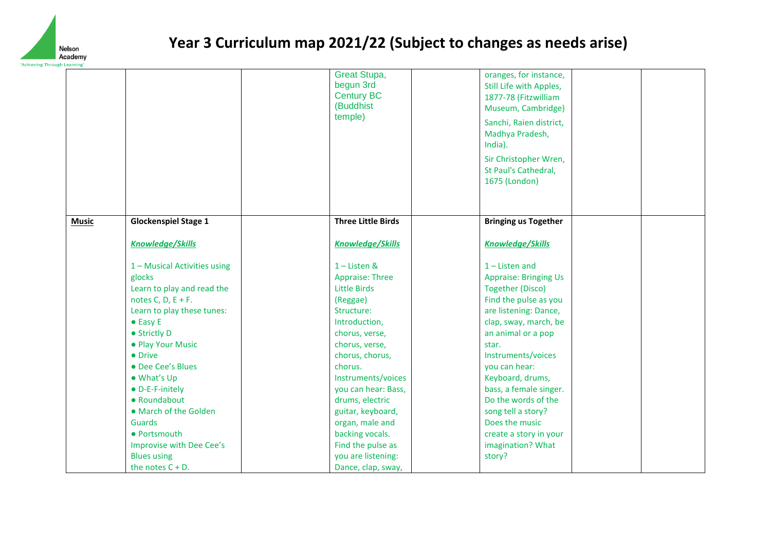# Year 3 Curriculum map 2021/22 (Subject to changes as needs arise)

| | | | | | | | |
|---|---|---|---|---|---|---|---|
| | | | Great Stupa, begun 3rd Century BC (Buddhist temple) | | oranges, for instance, Still Life with Apples, 1877-78 (Fitzwilliam Museum, Cambridge)<br><br>Sanchi, Raien district, Madhya Pradesh, India).<br><br>Sir Christopher Wren, St Paul's Cathedral, 1675 (London) | | |
| **Music** | **Glockenspiel Stage 1**<br><br>***Knowledge/Skills***<br><br>1 – Musical Activities using glocks<br>Learn to play and read the notes C, D, E + F.<br>Learn to play these tunes:<br>● Easy E<br>● Strictly D<br>● Play Your Music<br>● Drive<br>● Dee Cee's Blues<br>● What's Up<br>● D-E-F-initely<br>● Roundabout<br>● March of the Golden Guards<br>● Portsmouth<br>Improvise with Dee Cee's Blues using the notes C + D. | | **Three Little Birds**<br><br>***Knowledge/Skills***<br><br>1 – Listen & Appraise: Three Little Birds (Reggae)<br>Structure: Introduction, chorus, verse, chorus, verse, chorus, chorus, chorus.<br>Instruments/voices you can hear: Bass, drums, electric guitar, keyboard, organ, male and backing vocals.<br>Find the pulse as you are listening: Dance, clap, sway, | | **Bringing us Together**<br><br>***Knowledge/Skills***<br><br>1 – Listen and Appraise: Bringing Us Together (Disco)<br>Find the pulse as you are listening: Dance, clap, sway, march, be an animal or a pop star.<br>Instruments/voices you can hear: Keyboard, drums, bass, a female singer.<br>Do the words of the song tell a story?<br>Does the music create a story in your imagination? What story? | | |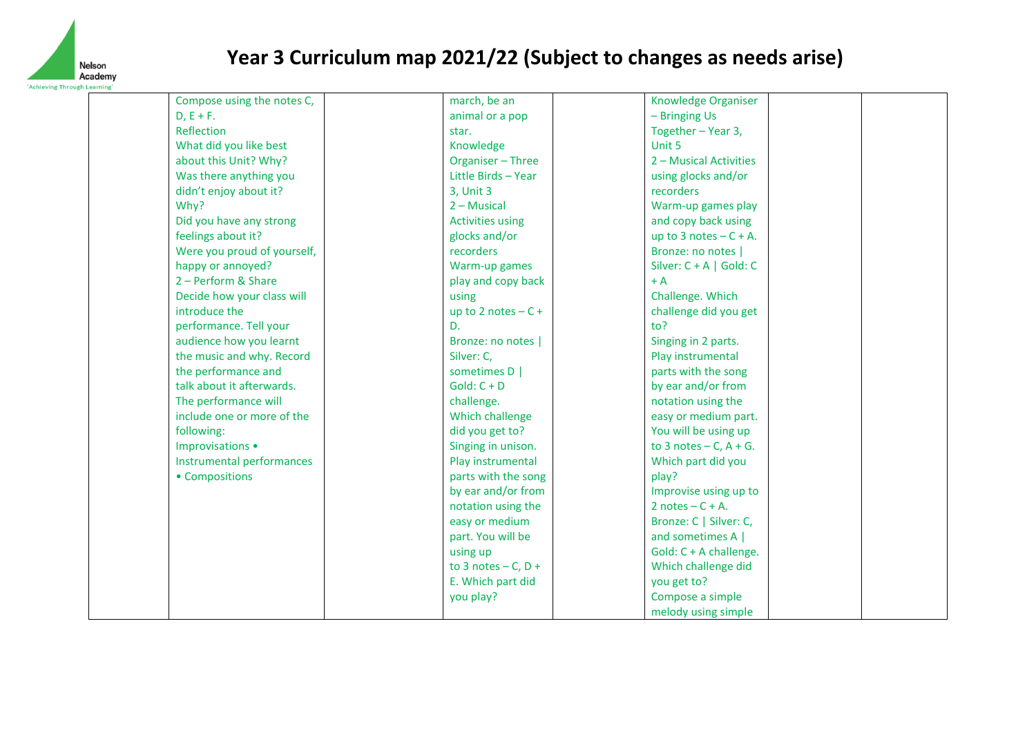# Year 3 Curriculum map 2021/22 (Subject to changes as needs arise)

| | | | | | | | |
|---|---|---|---|---|---|---|---|
| | Compose using the notes C, D, E + F.<br>Reflection<br>What did you like best about this Unit? Why?<br>Was there anything you didn't enjoy about it? Why?<br>Did you have any strong feelings about it?<br>Were you proud of yourself, happy or annoyed?<br>2 – Perform & Share<br>Decide how your class will introduce the performance. Tell your audience how you learnt the music and why. Record the performance and talk about it afterwards.<br>The performance will include one or more of the following:<br>Improvisations •<br>Instrumental performances<br>• Compositions | | march, be an animal or a pop star.<br>Knowledge Organiser – Three Little Birds – Year 3, Unit 3<br>2 – Musical Activities using glocks and/or recorders<br>Warm-up games play and copy back using up to 2 notes – C + D.<br>Bronze: no notes \| Silver: C, sometimes D \| Gold: C + D challenge.<br>Which challenge did you get to?<br>Singing in unison.<br>Play instrumental parts with the song by ear and/or from notation using the easy or medium part. You will be using up to 3 notes – C, D + E. Which part did you play? | | Knowledge Organiser – Bringing Us Together – Year 3, Unit 5<br>2 – Musical Activities using glocks and/or recorders<br>Warm-up games play and copy back using up to 3 notes – C + A.<br>Bronze: no notes \| Silver: C + A \| Gold: C + A<br>Challenge. Which challenge did you get to?<br>Singing in 2 parts.<br>Play instrumental parts with the song by ear and/or from notation using the easy or medium part. You will be using up to 3 notes – C, A + G. Which part did you play?<br>Improvise using up to 2 notes – C + A.<br>Bronze: C \| Silver: C, and sometimes A \| Gold: C + A challenge.<br>Which challenge did you get to?<br>Compose a simple melody using simple | | |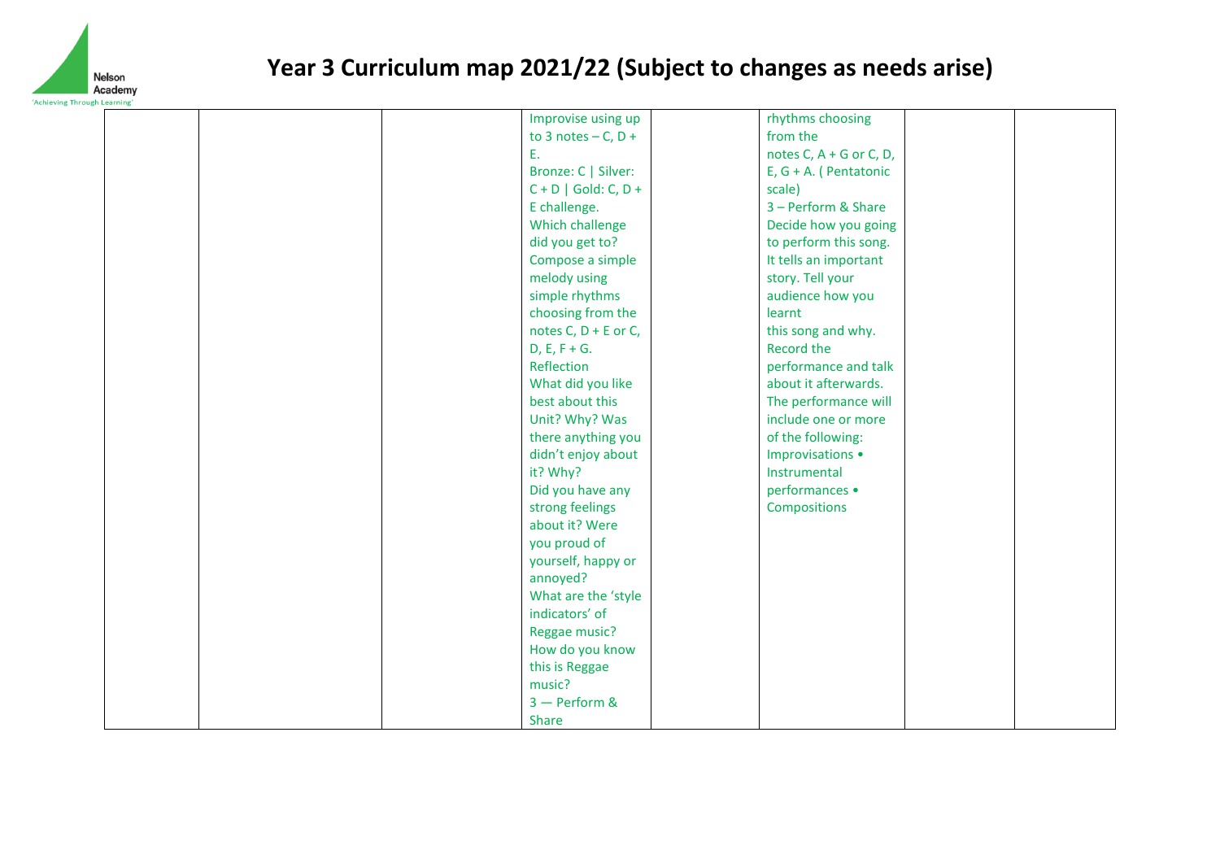# Year 3 Curriculum map 2021/22 (Subject to changes as needs arise)

| | | | | | | | |
|---|---|---|---|---|---|---|---|
| | | | Improvise using up to 3 notes – C, D + E. Bronze: C \| Silver: C + D \| Gold: C, D + E challenge. Which challenge did you get to? Compose a simple melody using simple rhythms choosing from the notes C, D + E or C, D, E, F + G. Reflection What did you like best about this Unit? Why? Was there anything you didn't enjoy about it? Why? Did you have any strong feelings about it? Were you proud of yourself, happy or annoyed? What are the 'style indicators' of Reggae music? How do you know this is Reggae music? 3 — Perform & Share | | rhythms choosing from the notes C, A + G or C, D, E, G + A. ( Pentatonic scale) 3 – Perform & Share Decide how you going to perform this song. It tells an important story. Tell your audience how you learnt this song and why. Record the performance and talk about it afterwards. The performance will include one or more of the following: Improvisations • Instrumental performances • Compositions | | |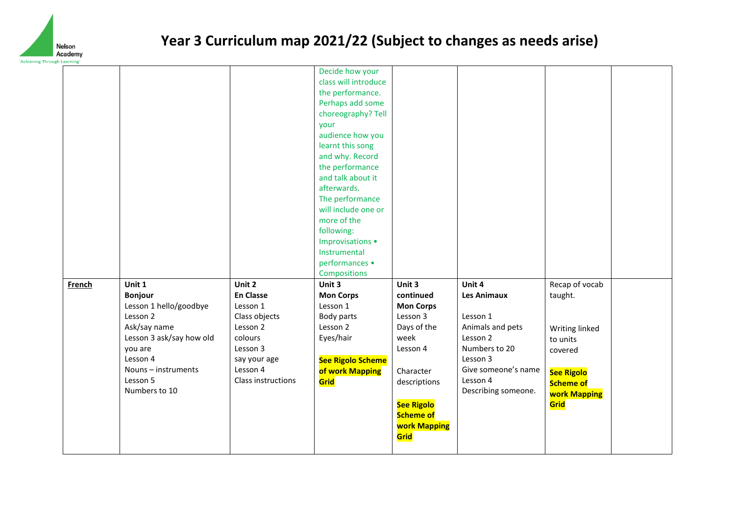# Year 3 Curriculum map 2021/22 (Subject to changes as needs arise)

| | | | | | | | |
|---|---|---|---|---|---|---|---|
| | | | Decide how your class will introduce the performance. Perhaps add some choreography? Tell your audience how you learnt this song and why. Record the performance and talk about it afterwards. The performance will include one or more of the following: Improvisations • Instrumental performances • Compositions | | | | |
| **French** | **Unit 1** **Bonjour** Lesson 1 hello/goodbye Lesson 2 Ask/say name Lesson 3 ask/say how old you are Lesson 4 Nouns – instruments Lesson 5 Numbers to 10 | **Unit 2** **En Classe** Lesson 1 Class objects Lesson 2 colours Lesson 3 say your age Lesson 4 Class instructions | **Unit 3** **Mon Corps** Lesson 1 Body parts Lesson 2 Eyes/hair **See Rigolo Scheme of work Mapping Grid** | **Unit 3 continued** **Mon Corps** Lesson 3 Days of the week Lesson 4 Character descriptions **See Rigolo Scheme of work Mapping Grid** | **Unit 4** **Les Animaux** Lesson 1 Animals and pets Lesson 2 Numbers to 20 Lesson 3 Give someone's name Lesson 4 Describing someone. | Recap of vocab taught. Writing linked to units covered **See Rigolo Scheme of work Mapping Grid** | |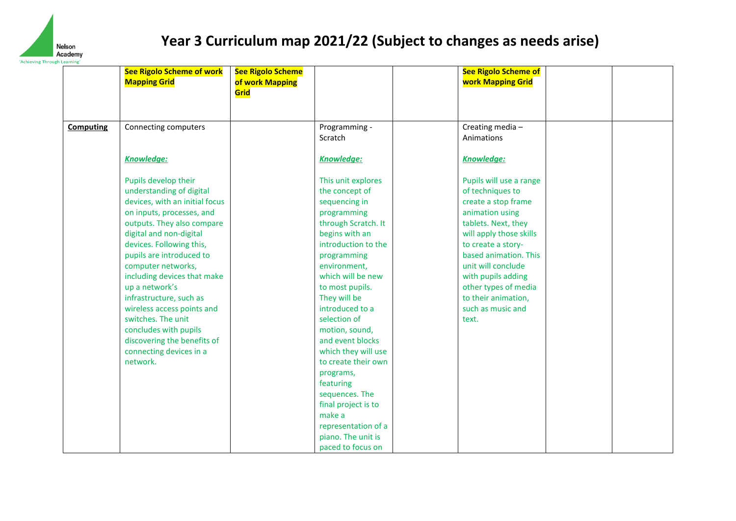# Year 3 Curriculum map 2021/22 (Subject to changes as needs arise)

| | | | | | | | |
|---|---|---|---|---|---|---|---|
| | **See Rigolo Scheme of work Mapping Grid** | **See Rigolo Scheme of work Mapping Grid** | | | **See Rigolo Scheme of work Mapping Grid** | | |
| **Computing** | Connecting computers<br><br>***Knowledge:***<br><br>Pupils develop their understanding of digital devices, with an initial focus on inputs, processes, and outputs. They also compare digital and non-digital devices. Following this, pupils are introduced to computer networks, including devices that make up a network's infrastructure, such as wireless access points and switches. The unit concludes with pupils discovering the benefits of connecting devices in a network. | | Programming - Scratch<br><br>***Knowledge:***<br><br>This unit explores the concept of sequencing in programming through Scratch. It begins with an introduction to the programming environment, which will be new to most pupils. They will be introduced to a selection of motion, sound, and event blocks which they will use to create their own programs, featuring sequences. The final project is to make a representation of a piano. The unit is paced to focus on | | Creating media – Animations<br><br>***Knowledge:***<br><br>Pupils will use a range of techniques to create a stop frame animation using tablets. Next, they will apply those skills to create a story-based animation. This unit will conclude with pupils adding other types of media to their animation, such as music and text. | | |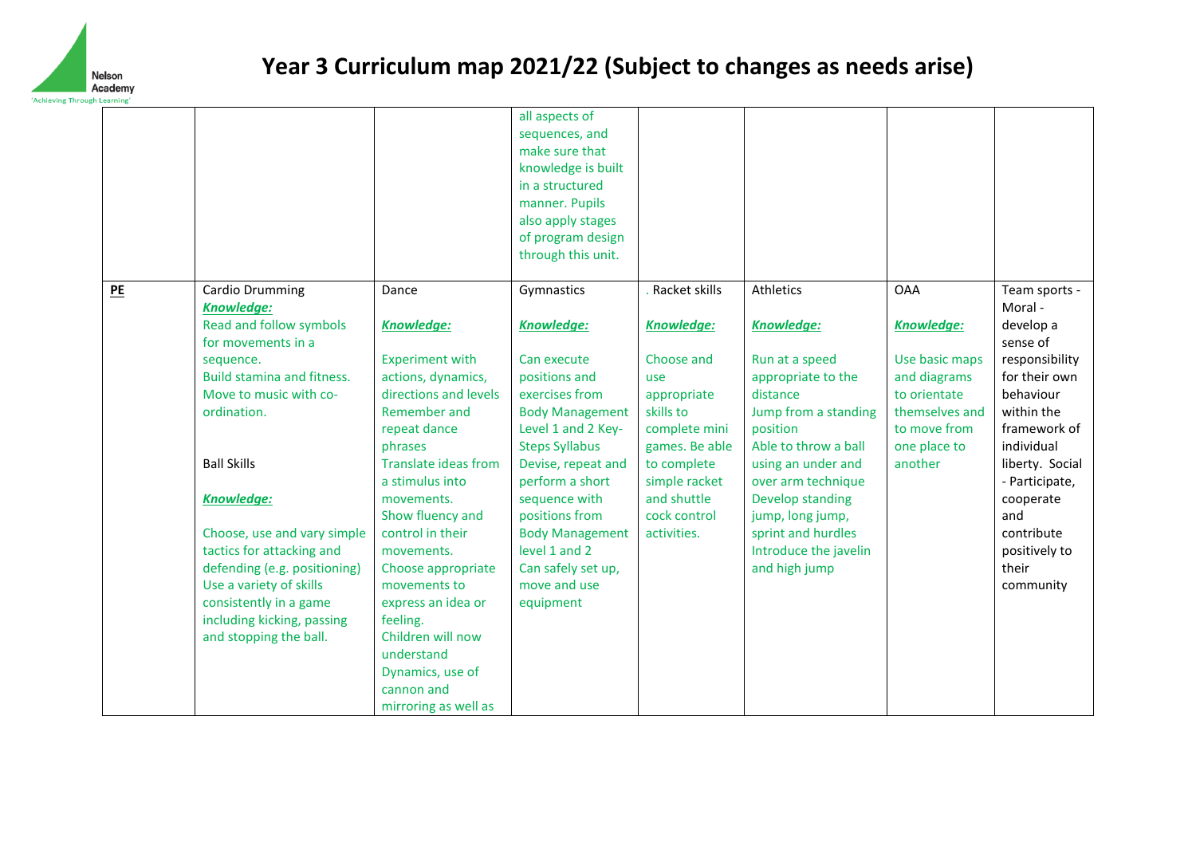# Year 3 Curriculum map 2021/22 (Subject to changes as needs arise)

| | | | | | | | |
|---|---|---|---|---|---|---|---|
| | | | all aspects of sequences, and make sure that knowledge is built in a structured manner. Pupils also apply stages of program design through this unit. | | | | |
| **PE** | Cardio Drumming<br>***Knowledge:***<br>Read and follow symbols for movements in a sequence.<br>Build stamina and fitness.<br>Move to music with co-ordination.<br><br>Ball Skills<br><br>***Knowledge:***<br><br>Choose, use and vary simple tactics for attacking and defending (e.g. positioning)<br>Use a variety of skills consistently in a game including kicking, passing and stopping the ball. | Dance<br><br>***Knowledge:***<br><br>Experiment with actions, dynamics, directions and levels<br>Remember and repeat dance phrases<br>Translate ideas from a stimulus into movements.<br>Show fluency and control in their movements.<br>Choose appropriate movements to express an idea or feeling.<br>Children will now understand Dynamics, use of cannon and mirroring as well as | Gymnastics<br><br>***Knowledge:***<br><br>Can execute positions and exercises from Body Management Level 1 and 2 Key-Steps Syllabus<br>Devise, repeat and perform a short sequence with positions from Body Management level 1 and 2<br>Can safely set up, move and use equipment | . Racket skills<br><br>***Knowledge:***<br><br>Choose and use appropriate skills to complete mini games. Be able to complete simple racket and shuttle cock control activities. | Athletics<br><br>***Knowledge:***<br><br>Run at a speed appropriate to the distance<br>Jump from a standing position<br>Able to throw a ball using an under and over arm technique<br>Develop standing jump, long jump, sprint and hurdles<br>Introduce the javelin and high jump | OAA<br><br>***Knowledge:***<br><br>Use basic maps and diagrams to orientate themselves and to move from one place to another | Team sports - Moral - develop a sense of responsibility for their own behaviour within the framework of individual liberty. Social - Participate, cooperate and contribute positively to their community |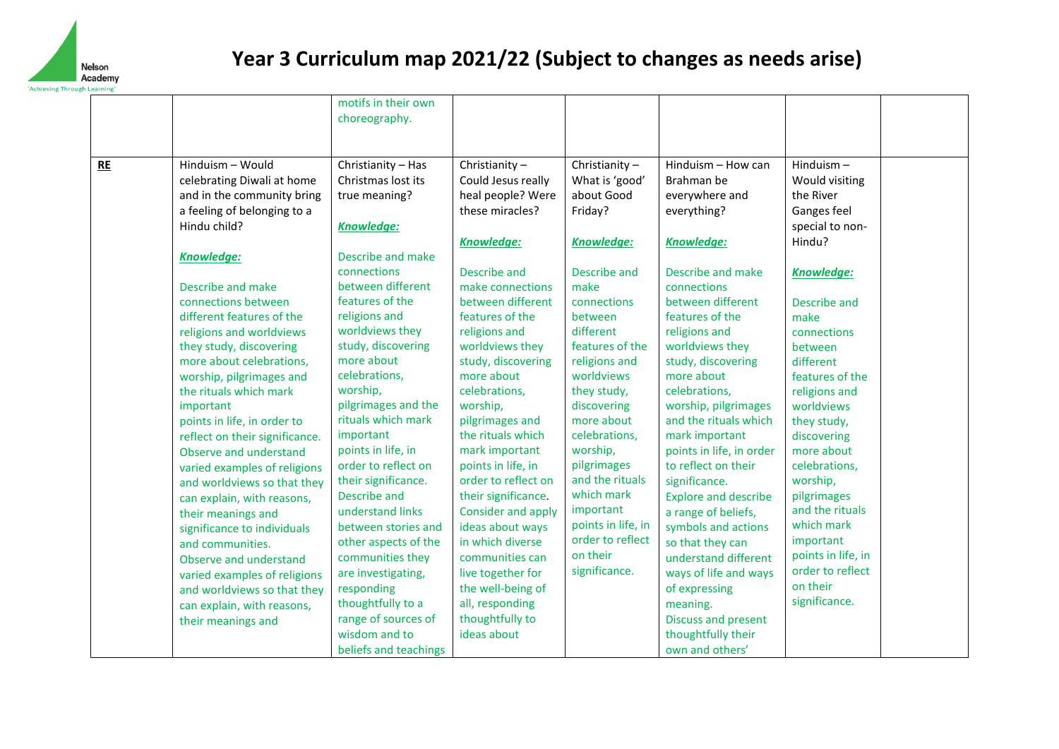# Year 3 Curriculum map 2021/22 (Subject to changes as needs arise)

| | | | | | | | |
|---|---|---|---|---|---|---|---|
| | | motifs in their own choreography. | | | | | |
| **RE** | Hinduism – Would celebrating Diwali at home and in the community bring a feeling of belonging to a Hindu child?<br><br>***Knowledge:***<br><br>Describe and make connections between different features of the religions and worldviews they study, discovering more about celebrations, worship, pilgrimages and the rituals which mark important points in life, in order to reflect on their significance.<br>Observe and understand varied examples of religions and worldviews so that they can explain, with reasons, their meanings and significance to individuals and communities.<br>Observe and understand varied examples of religions and worldviews so that they can explain, with reasons, their meanings and | Christianity – Has Christmas lost its true meaning?<br><br>***Knowledge:***<br><br>Describe and make connections between different features of the religions and worldviews they study, discovering more about celebrations, worship, pilgrimages and the rituals which mark important points in life, in order to reflect on their significance.<br>Describe and understand links between stories and other aspects of the communities they are investigating, responding thoughtfully to a range of sources of wisdom and to beliefs and teachings | Christianity – Could Jesus really heal people? Were these miracles?<br><br>***Knowledge:***<br><br>Describe and make connections between different features of the religions and worldviews they study, discovering more about celebrations, worship, pilgrimages and the rituals which mark important points in life, in order to reflect on their significance.<br>Consider and apply ideas about ways in which diverse communities can live together for the well-being of all, responding thoughtfully to ideas about | Christianity – What is 'good' about Good Friday?<br><br>***Knowledge:***<br><br>Describe and make connections between different features of the religions and worldviews they study, discovering more about celebrations, worship, pilgrimages and the rituals which mark important points in life, in order to reflect on their significance. | Hinduism – How can Brahman be everywhere and everything?<br><br>***Knowledge:***<br><br>Describe and make connections between different features of the religions and worldviews they study, discovering more about celebrations, worship, pilgrimages and the rituals which mark important points in life, in order to reflect on their significance.<br>Explore and describe a range of beliefs, symbols and actions so that they can understand different ways of life and ways of expressing meaning.<br>Discuss and present thoughtfully their own and others' | Hinduism – Would visiting the River Ganges feel special to non-Hindu?<br><br>***Knowledge:***<br><br>Describe and make connections between different features of the religions and worldviews they study, discovering more about celebrations, worship, pilgrimages and the rituals which mark important points in life, in order to reflect on their significance. | |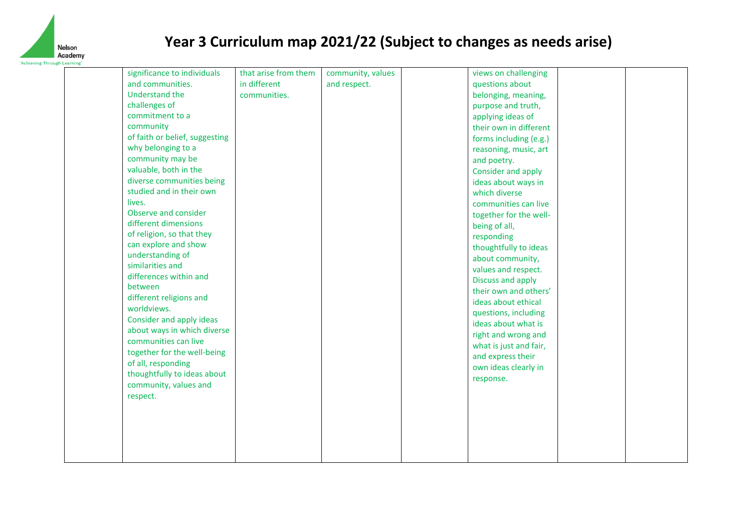# Year 3 Curriculum map 2021/22 (Subject to changes as needs arise)

| | | | | | | | |
|---|---|---|---|---|---|---|---|
| | significance to individuals and communities. Understand the challenges of commitment to a community of faith or belief, suggesting why belonging to a community may be valuable, both in the diverse communities being studied and in their own lives. Observe and consider different dimensions of religion, so that they can explore and show understanding of similarities and differences within and between different religions and worldviews. Consider and apply ideas about ways in which diverse communities can live together for the well-being of all, responding thoughtfully to ideas about community, values and respect. | that arise from them in different communities. | community, values and respect. | | views on challenging questions about belonging, meaning, purpose and truth, applying ideas of their own in different forms including (e.g.) reasoning, music, art and poetry. Consider and apply ideas about ways in which diverse communities can live together for the well-being of all, responding thoughtfully to ideas about community, values and respect. Discuss and apply their own and others' ideas about ethical questions, including ideas about what is right and wrong and what is just and fair, and express their own ideas clearly in response. | | |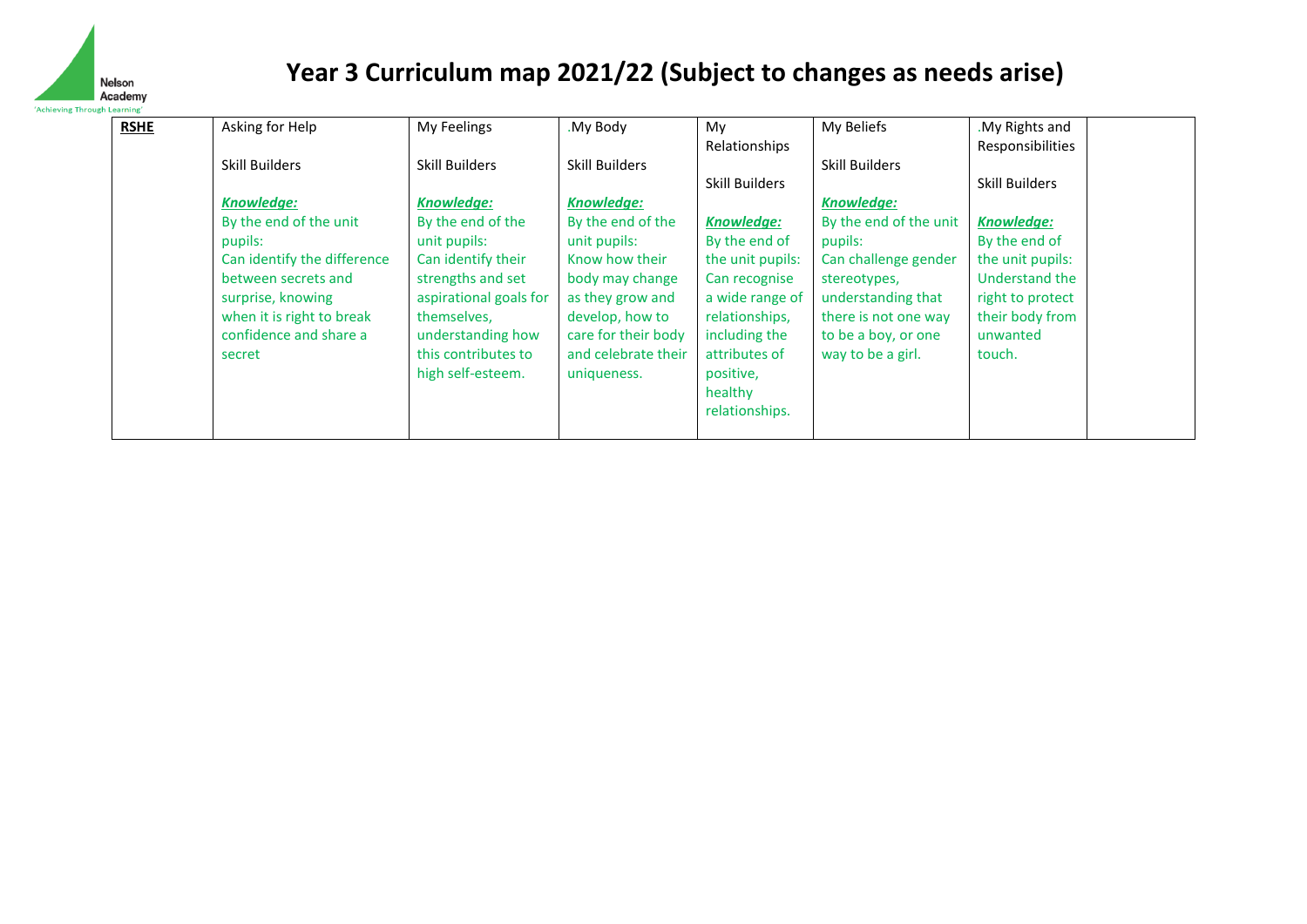Nelson Academy
'Achieving Through Learning'

# Year 3 Curriculum map 2021/22 (Subject to changes as needs arise)

| | | | | | | | |
|---|---|---|---|---|---|---|---|
| **RSHE** | Asking for Help<br><br>Skill Builders<br><br>***Knowledge:***<br>By the end of the unit pupils:<br>Can identify the difference between secrets and surprise, knowing when it is right to break confidence and share a secret | My Feelings<br><br>Skill Builders<br><br>***Knowledge:***<br>By the end of the unit pupils:<br>Can identify their strengths and set aspirational goals for themselves, understanding how this contributes to high self-esteem. | .My Body<br><br>Skill Builders<br><br>***Knowledge:***<br>By the end of the unit pupils:<br>Know how their body may change as they grow and develop, how to care for their body and celebrate their uniqueness. | My Relationships<br><br>Skill Builders<br><br>***Knowledge:***<br>By the end of the unit pupils:<br>Can recognise a wide range of relationships, including the attributes of positive, healthy relationships. | My Beliefs<br><br>Skill Builders<br><br>***Knowledge:***<br>By the end of the unit pupils:<br>Can challenge gender stereotypes, understanding that there is not one way to be a boy, or one way to be a girl. | .My Rights and Responsibilities<br><br>Skill Builders<br><br>***Knowledge:***<br>By the end of the unit pupils:<br>Understand the right to protect their body from unwanted touch. | |